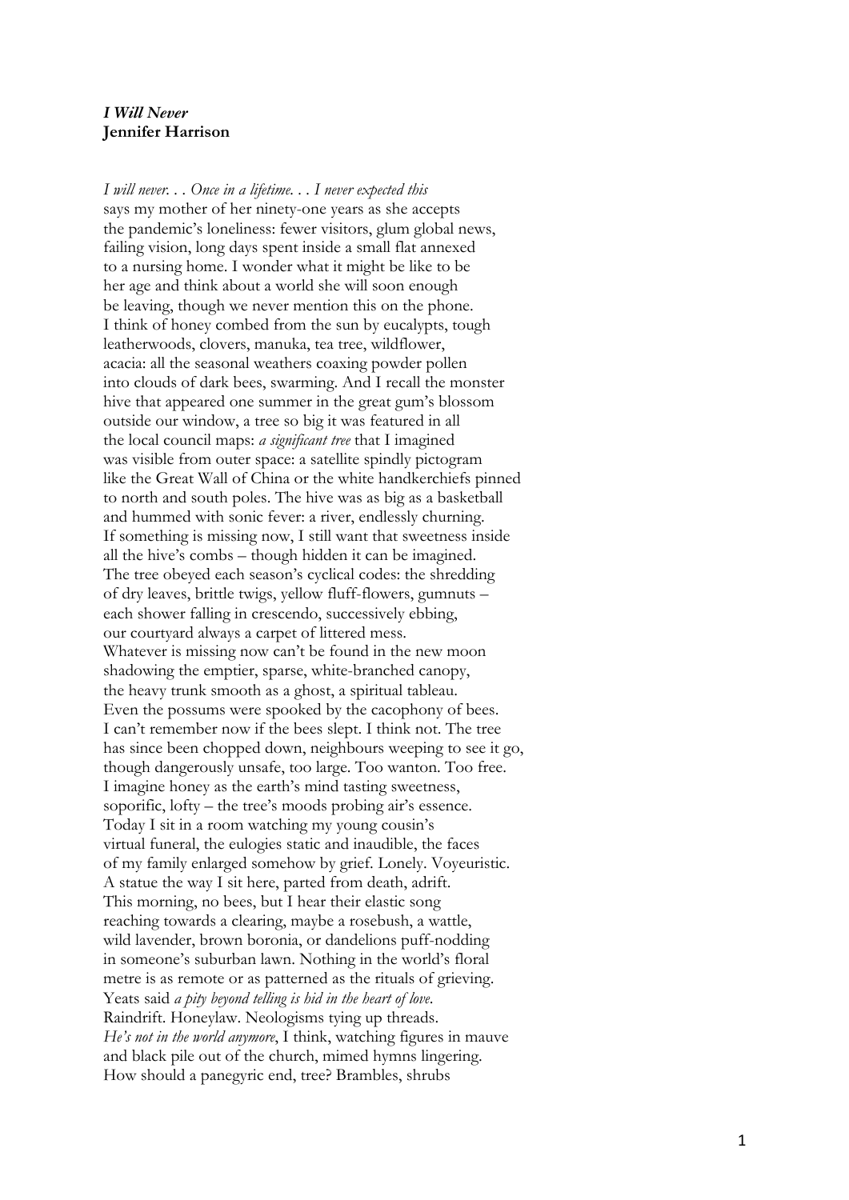***I Will Never***
**Jennifer Harrison**

*I will never. . . Once in a lifetime. . . I never expected this*
says my mother of her ninety-one years as she accepts
the pandemic's loneliness: fewer visitors, glum global news,
failing vision, long days spent inside a small flat annexed
to a nursing home. I wonder what it might be like to be
her age and think about a world she will soon enough
be leaving, though we never mention this on the phone.
I think of honey combed from the sun by eucalypts, tough
leatherwoods, clovers, manuka, tea tree, wildflower,
acacia: all the seasonal weathers coaxing powder pollen
into clouds of dark bees, swarming. And I recall the monster
hive that appeared one summer in the great gum's blossom
outside our window, a tree so big it was featured in all
the local council maps: *a significant tree* that I imagined
was visible from outer space: a satellite spindly pictogram
like the Great Wall of China or the white handkerchiefs pinned
to north and south poles. The hive was as big as a basketball
and hummed with sonic fever: a river, endlessly churning.
If something is missing now, I still want that sweetness inside
all the hive's combs – though hidden it can be imagined.
The tree obeyed each season's cyclical codes: the shredding
of dry leaves, brittle twigs, yellow fluff-flowers, gumnuts –
each shower falling in crescendo, successively ebbing,
our courtyard always a carpet of littered mess.
Whatever is missing now can't be found in the new moon
shadowing the emptier, sparse, white-branched canopy,
the heavy trunk smooth as a ghost, a spiritual tableau.
Even the possums were spooked by the cacophony of bees.
I can't remember now if the bees slept. I think not. The tree
has since been chopped down, neighbours weeping to see it go,
though dangerously unsafe, too large. Too wanton. Too free.
I imagine honey as the earth's mind tasting sweetness,
soporific, lofty – the tree's moods probing air's essence.
Today I sit in a room watching my young cousin's
virtual funeral, the eulogies static and inaudible, the faces
of my family enlarged somehow by grief. Lonely. Voyeuristic.
A statue the way I sit here, parted from death, adrift.
This morning, no bees, but I hear their elastic song
reaching towards a clearing, maybe a rosebush, a wattle,
wild lavender, brown boronia, or dandelions puff-nodding
in someone's suburban lawn. Nothing in the world's floral
metre is as remote or as patterned as the rituals of grieving.
Yeats said *a pity beyond telling is hid in the heart of love*.
Raindrift. Honeylaw. Neologisms tying up threads.
*He's not in the world anymore*, I think, watching figures in mauve
and black pile out of the church, mimed hymns lingering.
How should a panegyric end, tree? Brambles, shrubs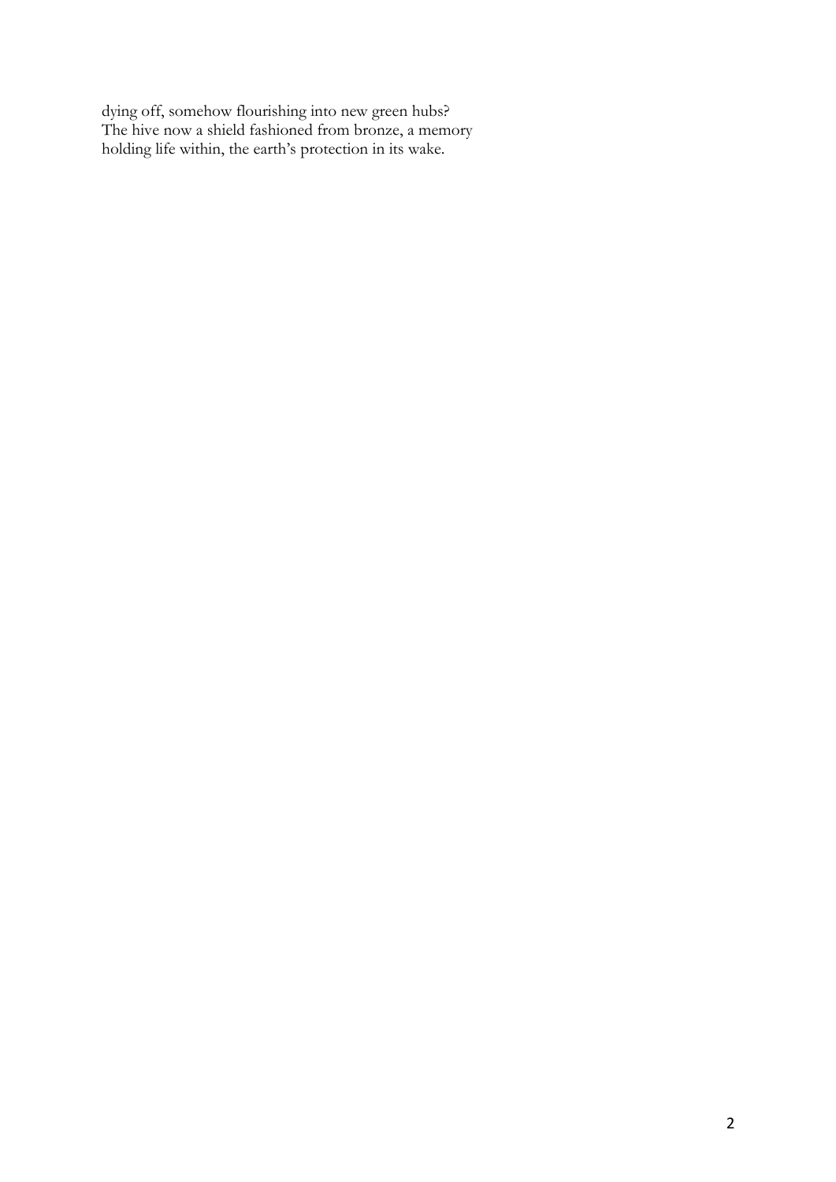dying off, somehow flourishing into new green hubs?
The hive now a shield fashioned from bronze, a memory
holding life within, the earth's protection in its wake.